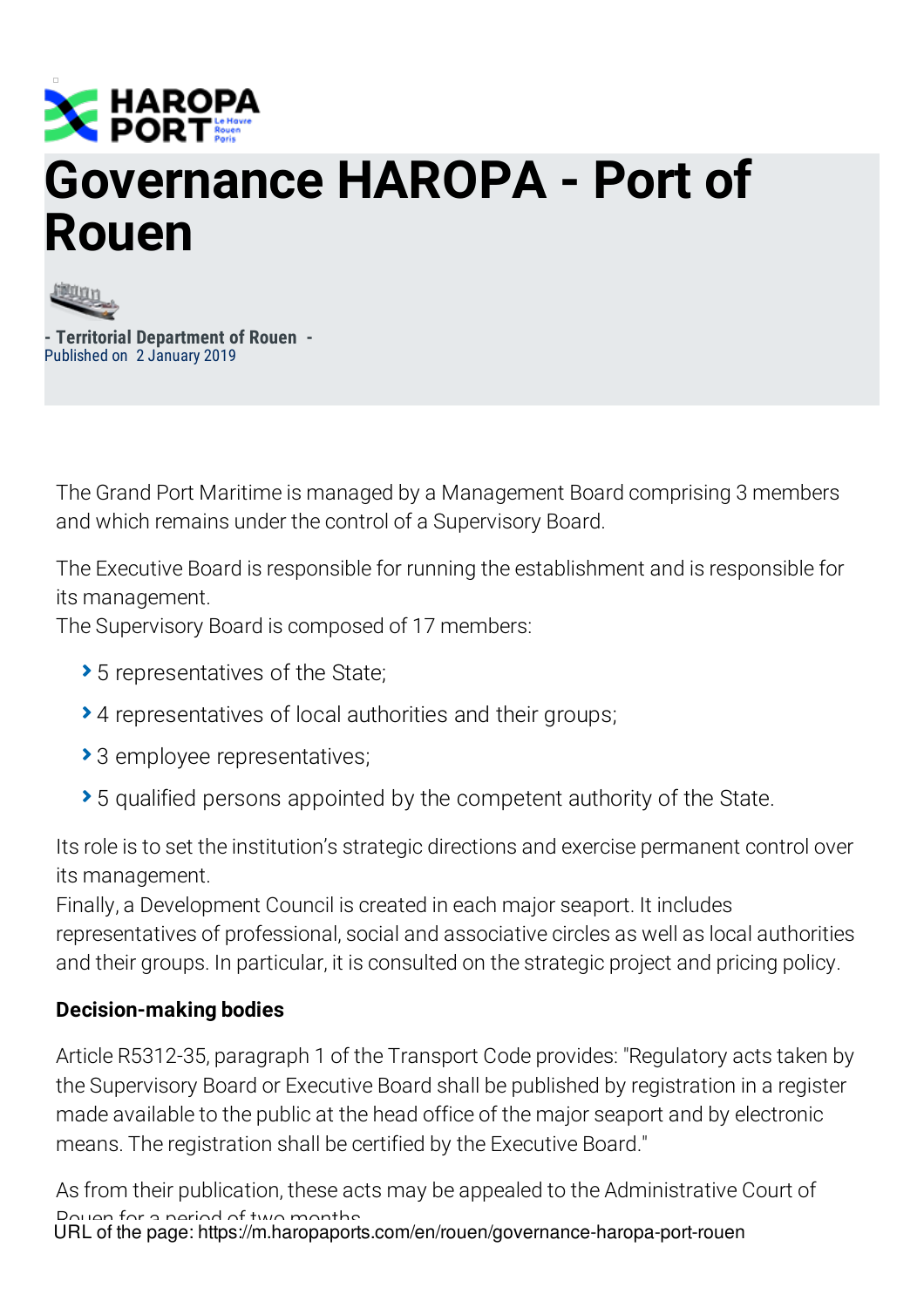# Governance HAROPA - Port of Rouen

- Territorial Department of Rouen -
Published on 2 January 2019

The Grand Port Maritime is managed by a Management Board comprising 3 members and which remains under the control of a Supervisory Board.

The Executive Board is responsible for running the establishment and is responsible for its management.
The Supervisory Board is composed of 17 members:

- 5 representatives of the State;
- 4 representatives of local authorities and their groups;
- 3 employee representatives;
- 5 qualified persons appointed by the competent authority of the State.

Its role is to set the institution's strategic directions and exercise permanent control over its management.
Finally, a Development Council is created in each major seaport. It includes representatives of professional, social and associative circles as well as local authorities and their groups. In particular, it is consulted on the strategic project and pricing policy.

**Decision-making bodies**

Article R5312-35, paragraph 1 of the Transport Code provides: "Regulatory acts taken by the Supervisory Board or Executive Board shall be published by registration in a register made available to the public at the head office of the major seaport and by electronic means. The registration shall be certified by the Executive Board."

As from their publication, these acts may be appealed to the Administrative Court of Rouen for a period of two months.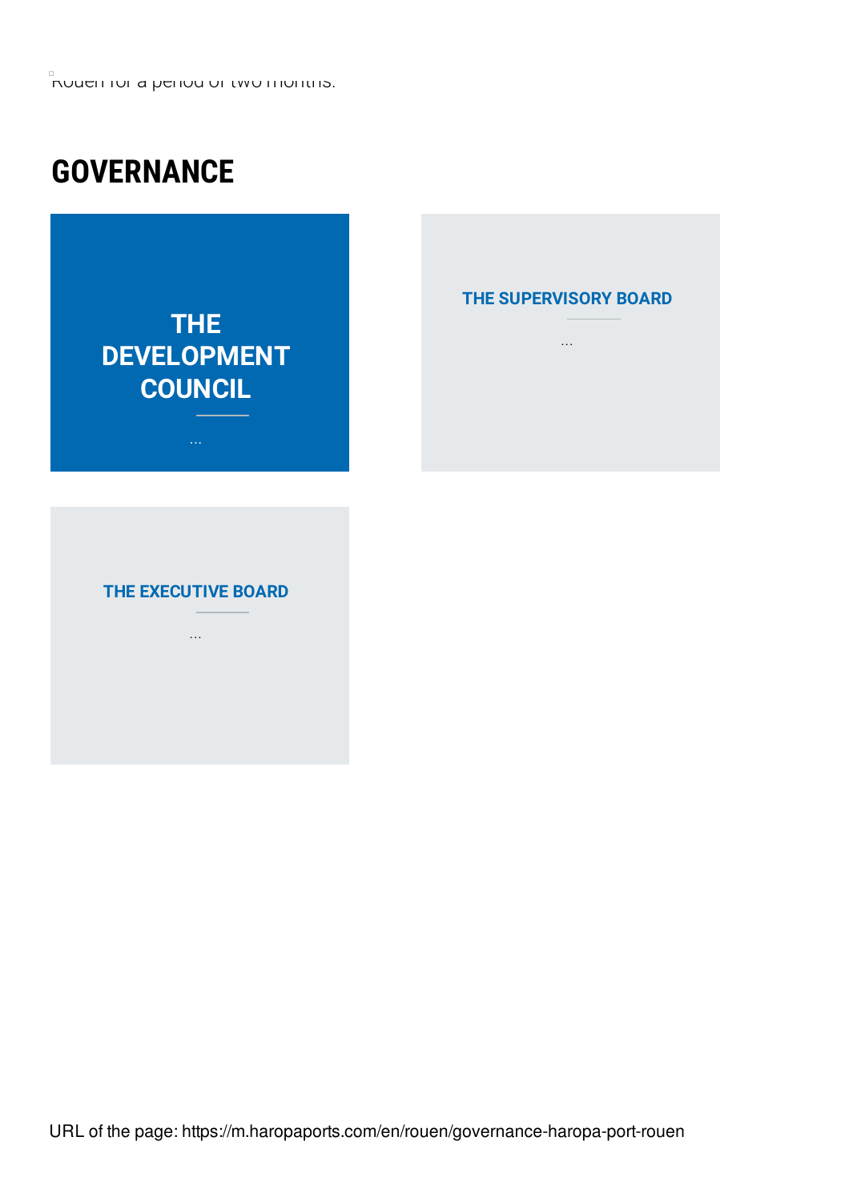Rouen for a period of two months.

## GOVERNANCE

### THE DEVELOPMENT COUNCIL

...

### THE SUPERVISORY BOARD

...

### THE EXECUTIVE BOARD

...

URL of the page: https://m.haropaports.com/en/rouen/governance-haropa-port-rouen